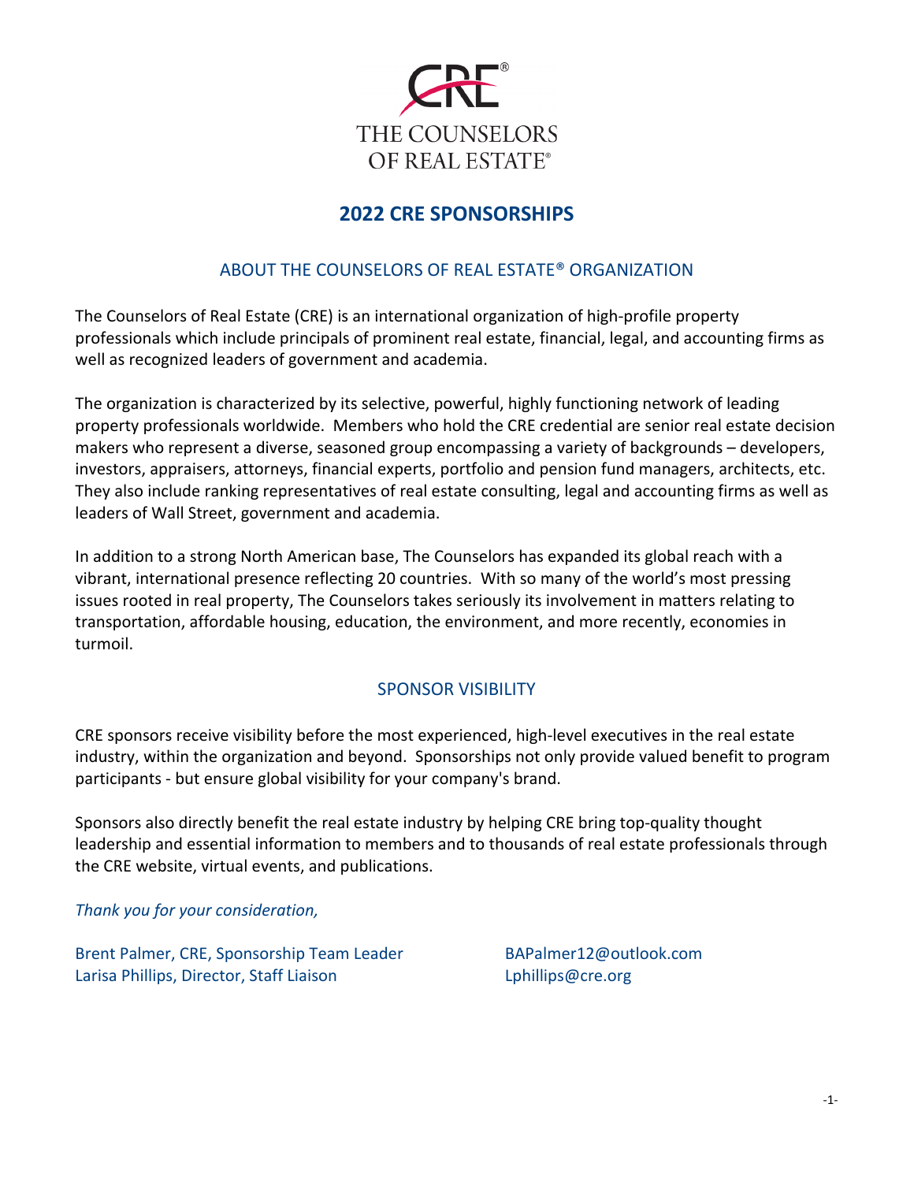CRE®

THE COUNSELORS OF REAL ESTATE®

# 2022 CRE SPONSORSHIPS

## ABOUT THE COUNSELORS OF REAL ESTATE® ORGANIZATION

The Counselors of Real Estate (CRE) is an international organization of high-profile property professionals which include principals of prominent real estate, financial, legal, and accounting firms as well as recognized leaders of government and academia.

The organization is characterized by its selective, powerful, highly functioning network of leading property professionals worldwide. Members who hold the CRE credential are senior real estate decision makers who represent a diverse, seasoned group encompassing a variety of backgrounds – developers, investors, appraisers, attorneys, financial experts, portfolio and pension fund managers, architects, etc. They also include ranking representatives of real estate consulting, legal and accounting firms as well as leaders of Wall Street, government and academia.

In addition to a strong North American base, The Counselors has expanded its global reach with a vibrant, international presence reflecting 20 countries. With so many of the world's most pressing issues rooted in real property, The Counselors takes seriously its involvement in matters relating to transportation, affordable housing, education, the environment, and more recently, economies in turmoil.

## SPONSOR VISIBILITY

CRE sponsors receive visibility before the most experienced, high-level executives in the real estate industry, within the organization and beyond. Sponsorships not only provide valued benefit to program participants - but ensure global visibility for your company's brand.

Sponsors also directly benefit the real estate industry by helping CRE bring top-quality thought leadership and essential information to members and to thousands of real estate professionals through the CRE website, virtual events, and publications.

*Thank you for your consideration,*

Brent Palmer, CRE, Sponsorship Team Leader — BAPalmer12@outlook.com
Larisa Phillips, Director, Staff Liaison — Lphillips@cre.org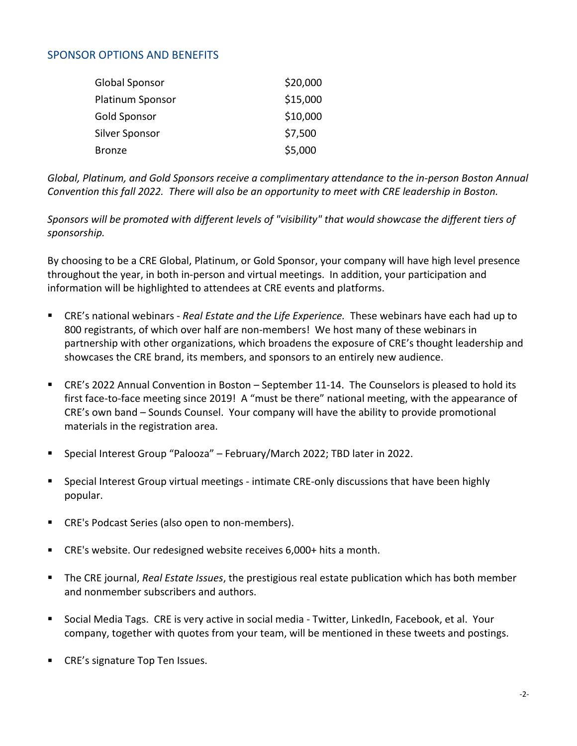## SPONSOR OPTIONS AND BENEFITS

| Sponsor Level | Amount |
| --- | --- |
| Global Sponsor | $20,000 |
| Platinum Sponsor | $15,000 |
| Gold Sponsor | $10,000 |
| Silver Sponsor | $7,500 |
| Bronze | $5,000 |

*Global, Platinum, and Gold Sponsors receive a complimentary attendance to the in-person Boston Annual Convention this fall 2022. There will also be an opportunity to meet with CRE leadership in Boston.*

*Sponsors will be promoted with different levels of "visibility" that would showcase the different tiers of sponsorship.*

By choosing to be a CRE Global, Platinum, or Gold Sponsor, your company will have high level presence throughout the year, in both in-person and virtual meetings. In addition, your participation and information will be highlighted to attendees at CRE events and platforms.

- CRE's national webinars - *Real Estate and the Life Experience.* These webinars have each had up to 800 registrants, of which over half are non-members! We host many of these webinars in partnership with other organizations, which broadens the exposure of CRE's thought leadership and showcases the CRE brand, its members, and sponsors to an entirely new audience.
- CRE's 2022 Annual Convention in Boston – September 11-14. The Counselors is pleased to hold its first face-to-face meeting since 2019! A "must be there" national meeting, with the appearance of CRE's own band – Sounds Counsel. Your company will have the ability to provide promotional materials in the registration area.
- Special Interest Group "Palooza" – February/March 2022; TBD later in 2022.
- Special Interest Group virtual meetings - intimate CRE-only discussions that have been highly popular.
- CRE's Podcast Series (also open to non-members).
- CRE's website. Our redesigned website receives 6,000+ hits a month.
- The CRE journal, *Real Estate Issues*, the prestigious real estate publication which has both member and nonmember subscribers and authors.
- Social Media Tags. CRE is very active in social media - Twitter, LinkedIn, Facebook, et al. Your company, together with quotes from your team, will be mentioned in these tweets and postings.
- CRE's signature Top Ten Issues.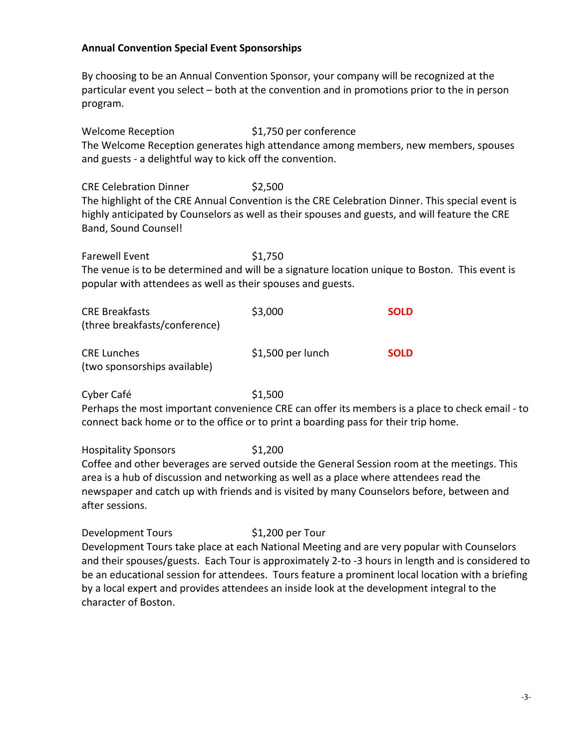**Annual Convention Special Event Sponsorships**

By choosing to be an Annual Convention Sponsor, your company will be recognized at the particular event you select – both at the convention and in promotions prior to the in person program.

Welcome Reception $1,750 per conference

The Welcome Reception generates high attendance among members, new members, spouses and guests - a delightful way to kick off the convention.

CRE Celebration Dinner $2,500

The highlight of the CRE Annual Convention is the CRE Celebration Dinner. This special event is highly anticipated by Counselors as well as their spouses and guests, and will feature the CRE Band, Sound Counsel!

Farewell Event $1,750

The venue is to be determined and will be a signature location unique to Boston. This event is popular with attendees as well as their spouses and guests.

| | | |
|---|---|---|
| CRE Breakfasts (three breakfasts/conference) | $3,000 | **SOLD** |
| CRE Lunches (two sponsorships available) | $1,500 per lunch | **SOLD** |

Cyber Café $1,500

Perhaps the most important convenience CRE can offer its members is a place to check email - to connect back home or to the office or to print a boarding pass for their trip home.

Hospitality Sponsors $1,200

Coffee and other beverages are served outside the General Session room at the meetings. This area is a hub of discussion and networking as well as a place where attendees read the newspaper and catch up with friends and is visited by many Counselors before, between and after sessions.

Development Tours $1,200 per Tour

Development Tours take place at each National Meeting and are very popular with Counselors and their spouses/guests. Each Tour is approximately 2-to -3 hours in length and is considered to be an educational session for attendees. Tours feature a prominent local location with a briefing by a local expert and provides attendees an inside look at the development integral to the character of Boston.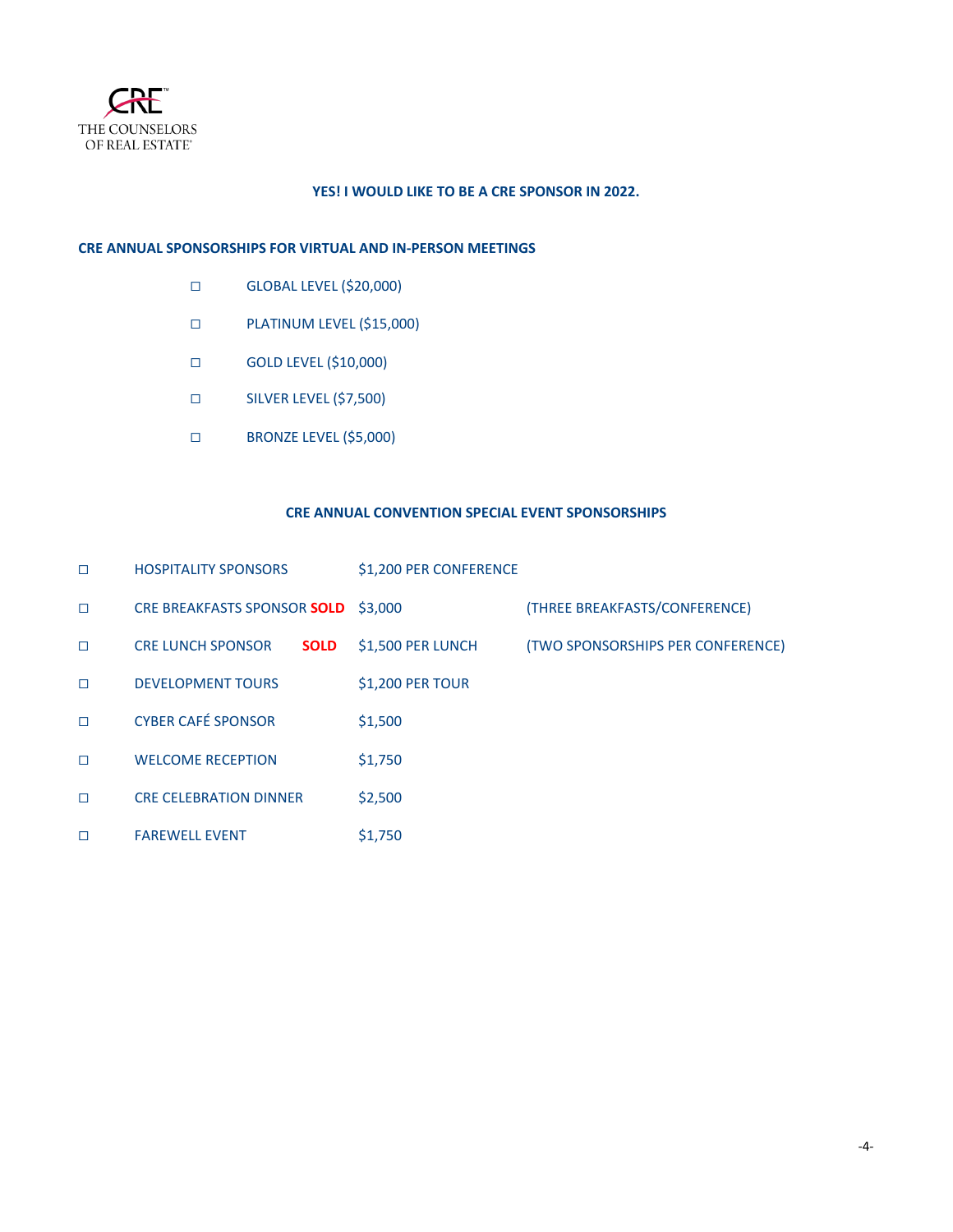THE COUNSELORS OF REAL ESTATE

**YES! I WOULD LIKE TO BE A CRE SPONSOR IN 2022.**

## CRE ANNUAL SPONSORSHIPS FOR VIRTUAL AND IN-PERSON MEETINGS

- ☐ GLOBAL LEVEL ($20,000)
- ☐ PLATINUM LEVEL ($15,000)
- ☐ GOLD LEVEL ($10,000)
- ☐ SILVER LEVEL ($7,500)
- ☐ BRONZE LEVEL ($5,000)

## CRE ANNUAL CONVENTION SPECIAL EVENT SPONSORSHIPS

| | | | |
|---|---|---|---|
| ☐ | HOSPITALITY SPONSORS | $1,200 PER CONFERENCE | |
| ☐ | CRE BREAKFASTS SPONSOR **SOLD** | $3,000 | (THREE BREAKFASTS/CONFERENCE) |
| ☐ | CRE LUNCH SPONSOR **SOLD** | $1,500 PER LUNCH | (TWO SPONSORSHIPS PER CONFERENCE) |
| ☐ | DEVELOPMENT TOURS | $1,200 PER TOUR | |
| ☐ | CYBER CAFÉ SPONSOR | $1,500 | |
| ☐ | WELCOME RECEPTION | $1,750 | |
| ☐ | CRE CELEBRATION DINNER | $2,500 | |
| ☐ | FAREWELL EVENT | $1,750 | |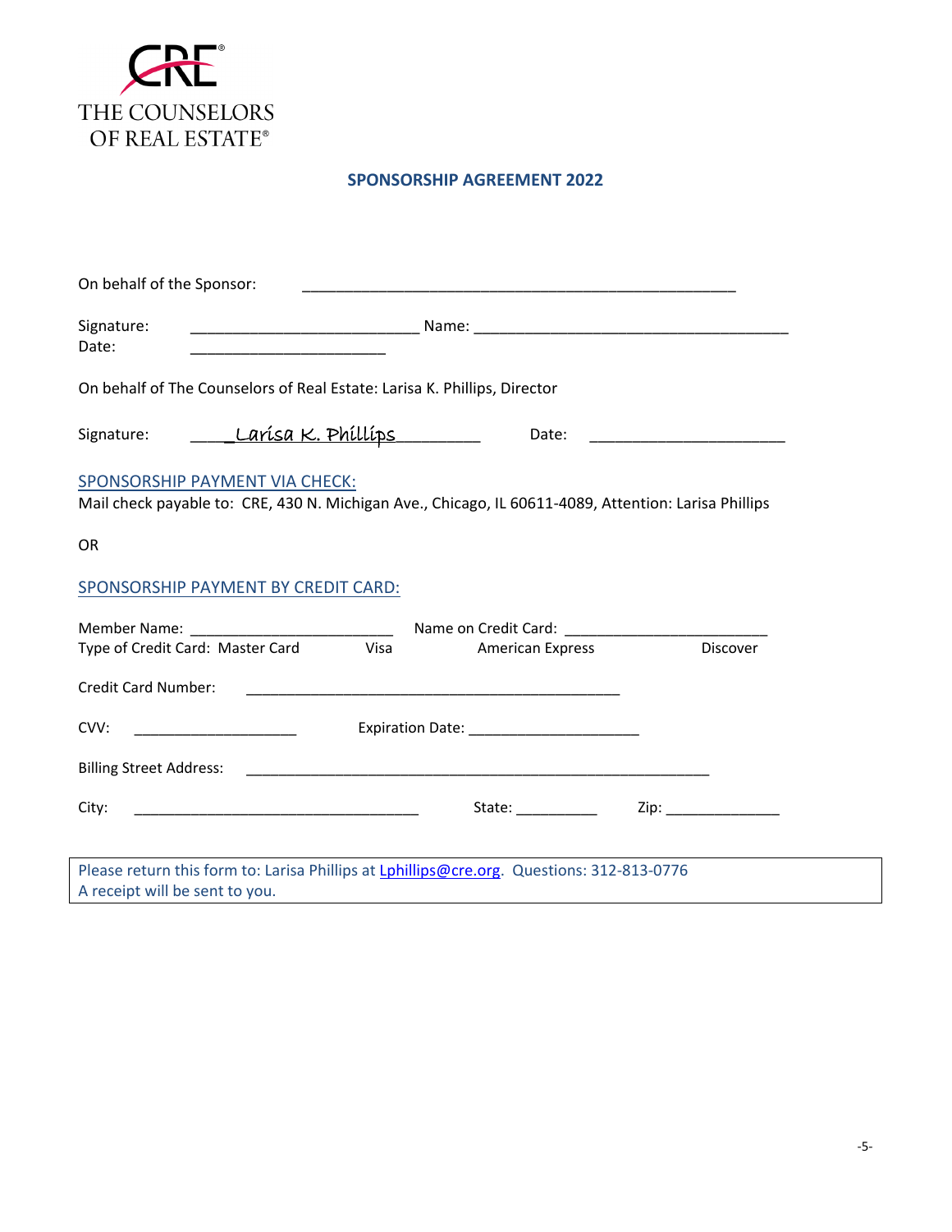THE COUNSELORS OF REAL ESTATE®

## SPONSORSHIP AGREEMENT 2022

On behalf of the Sponsor: ____________________________________________________

Signature: ___________________________ Name: _____________________________________
Date: _______________________

On behalf of The Counselors of Real Estate: Larisa K. Phillips, Director

Signature: ____Larisa K. Phillips_________ Date: _______________________

SPONSORSHIP PAYMENT VIA CHECK:
Mail check payable to: CRE, 430 N. Michigan Ave., Chicago, IL 60611-4089, Attention: Larisa Phillips

OR

SPONSORSHIP PAYMENT BY CREDIT CARD:

Member Name: ________________________ Name on Credit Card: ________________________
Type of Credit Card: Master Card Visa American Express Discover

Credit Card Number: ____________________________________________

CVV: ____________________ Expiration Date: ____________________

Billing Street Address: _______________________________________________________

City: __________________________________ State: __________ Zip: ______________

Please return this form to: Larisa Phillips at Lphillips@cre.org. Questions: 312-813-0776
A receipt will be sent to you.